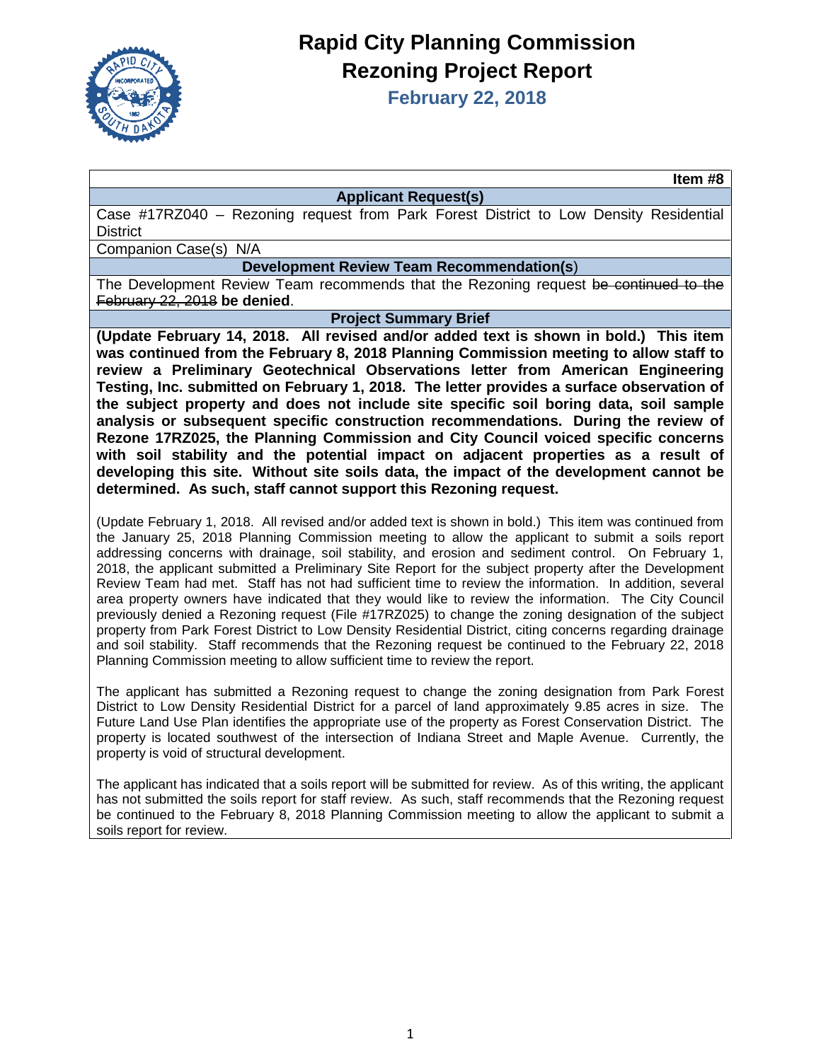# Rapid City Planning Commission
# Rezoning Project Report
## February 22, 2018

**Item #8**

**Applicant Request(s)**

Case #17RZ040 – Rezoning request from Park Forest District to Low Density Residential District

Companion Case(s) N/A

**Development Review Team Recommendation(s)**

The Development Review Team recommends that the Rezoning request ~~be continued to the February 22, 2018~~ **be denied**.

**Project Summary Brief**

**(Update February 14, 2018. All revised and/or added text is shown in bold.) This item was continued from the February 8, 2018 Planning Commission meeting to allow staff to review a Preliminary Geotechnical Observations letter from American Engineering Testing, Inc. submitted on February 1, 2018. The letter provides a surface observation of the subject property and does not include site specific soil boring data, soil sample analysis or subsequent specific construction recommendations. During the review of Rezone 17RZ025, the Planning Commission and City Council voiced specific concerns with soil stability and the potential impact on adjacent properties as a result of developing this site. Without site soils data, the impact of the development cannot be determined. As such, staff cannot support this Rezoning request.**

(Update February 1, 2018. All revised and/or added text is shown in bold.) This item was continued from the January 25, 2018 Planning Commission meeting to allow the applicant to submit a soils report addressing concerns with drainage, soil stability, and erosion and sediment control. On February 1, 2018, the applicant submitted a Preliminary Site Report for the subject property after the Development Review Team had met. Staff has not had sufficient time to review the information. In addition, several area property owners have indicated that they would like to review the information. The City Council previously denied a Rezoning request (File #17RZ025) to change the zoning designation of the subject property from Park Forest District to Low Density Residential District, citing concerns regarding drainage and soil stability. Staff recommends that the Rezoning request be continued to the February 22, 2018 Planning Commission meeting to allow sufficient time to review the report.

The applicant has submitted a Rezoning request to change the zoning designation from Park Forest District to Low Density Residential District for a parcel of land approximately 9.85 acres in size. The Future Land Use Plan identifies the appropriate use of the property as Forest Conservation District. The property is located southwest of the intersection of Indiana Street and Maple Avenue. Currently, the property is void of structural development.

The applicant has indicated that a soils report will be submitted for review. As of this writing, the applicant has not submitted the soils report for staff review. As such, staff recommends that the Rezoning request be continued to the February 8, 2018 Planning Commission meeting to allow the applicant to submit a soils report for review.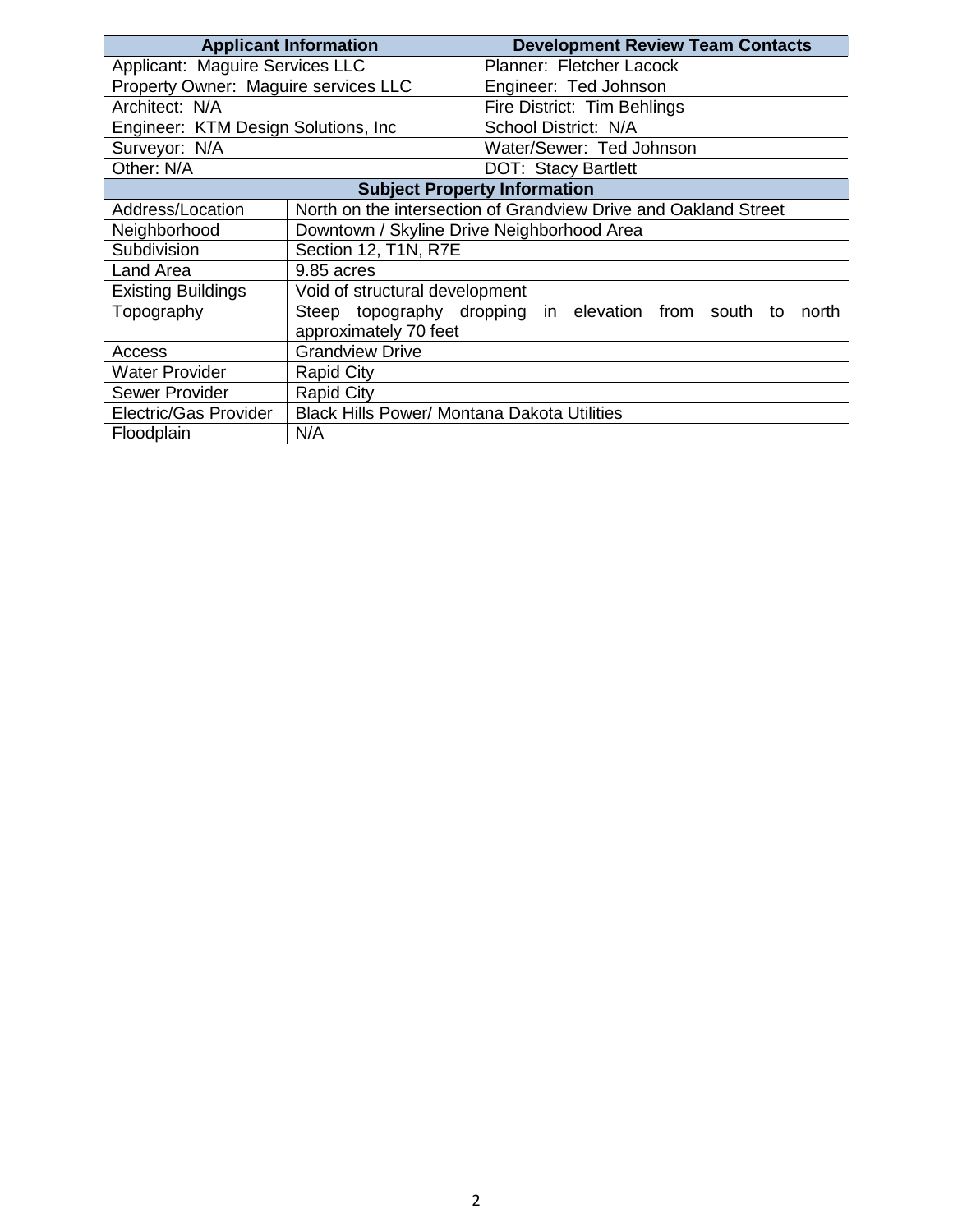| Applicant Information | Development Review Team Contacts |
|---|---|
| Applicant: Maguire Services LLC | Planner: Fletcher Lacock |
| Property Owner: Maguire services LLC | Engineer: Ted Johnson |
| Architect: N/A | Fire District: Tim Behlings |
| Engineer: KTM Design Solutions, Inc | School District: N/A |
| Surveyor: N/A | Water/Sewer: Ted Johnson |
| Other: N/A | DOT: Stacy Bartlett |

| Subject Property Information | |
|---|---|
| Address/Location | North on the intersection of Grandview Drive and Oakland Street |
| Neighborhood | Downtown / Skyline Drive Neighborhood Area |
| Subdivision | Section 12, T1N, R7E |
| Land Area | 9.85 acres |
| Existing Buildings | Void of structural development |
| Topography | Steep topography dropping in elevation from south to north approximately 70 feet |
| Access | Grandview Drive |
| Water Provider | Rapid City |
| Sewer Provider | Rapid City |
| Electric/Gas Provider | Black Hills Power/ Montana Dakota Utilities |
| Floodplain | N/A |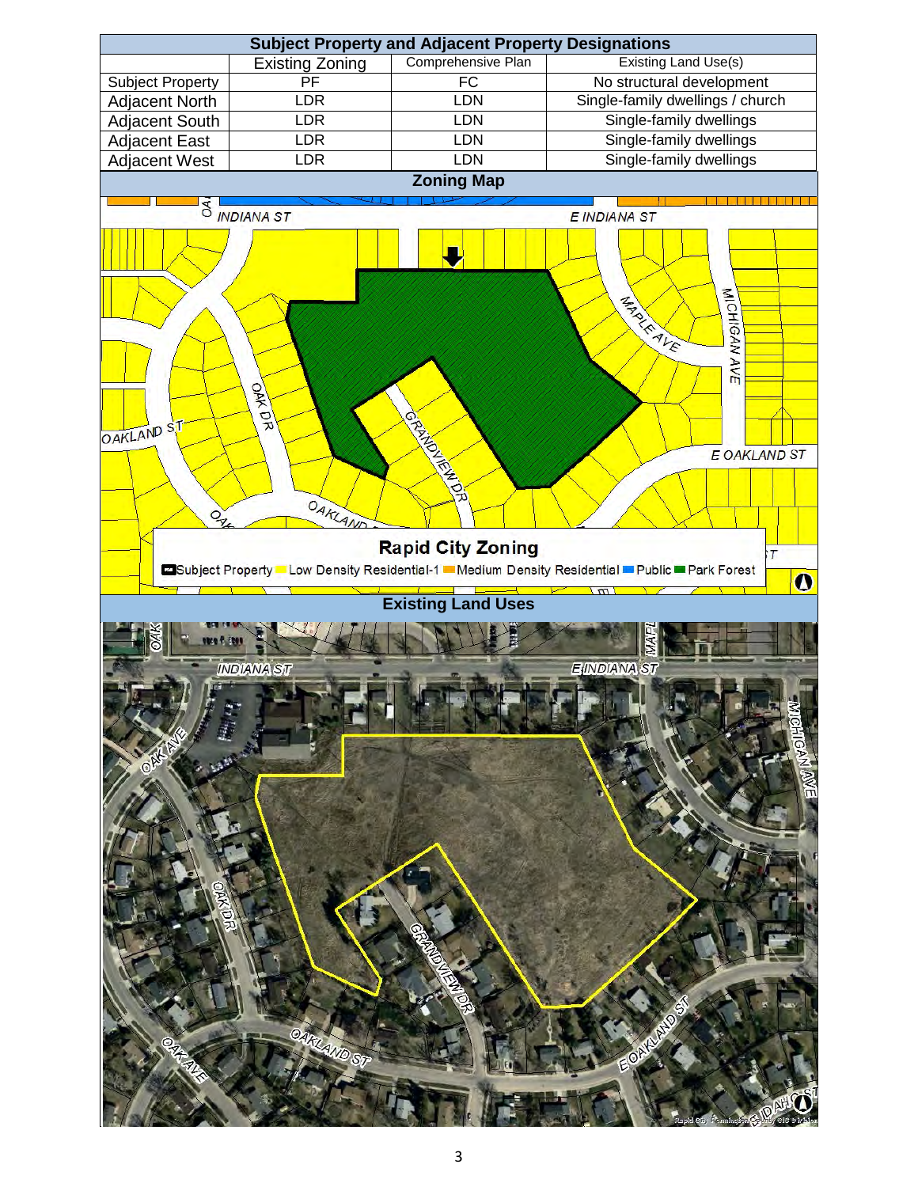| Subject Property and Adjacent Property Designations | | | |
|---|---|---|---|
| | Existing Zoning | Comprehensive Plan | Existing Land Use(s) |
| Subject Property | PF | FC | No structural development |
| Adjacent North | LDR | LDN | Single-family dwellings / church |
| Adjacent South | LDR | LDN | Single-family dwellings |
| Adjacent East | LDR | LDN | Single-family dwellings |
| Adjacent West | LDR | LDN | Single-family dwellings |

## Zoning Map

## Existing Land Uses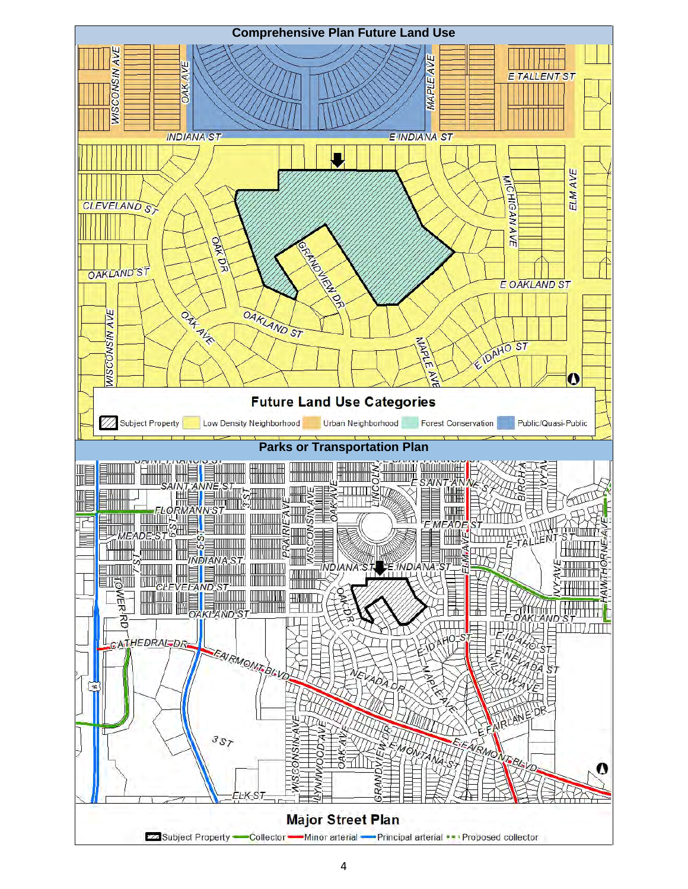## Comprehensive Plan Future Land Use

### Future Land Use Categories

Subject Property | Low Density Neighborhood | Urban Neighborhood | Forest Conservation | Public/Quasi-Public

## Parks or Transportation Plan

### Major Street Plan

Subject Property | Collector | Minor arterial | Principal arterial | Proposed collector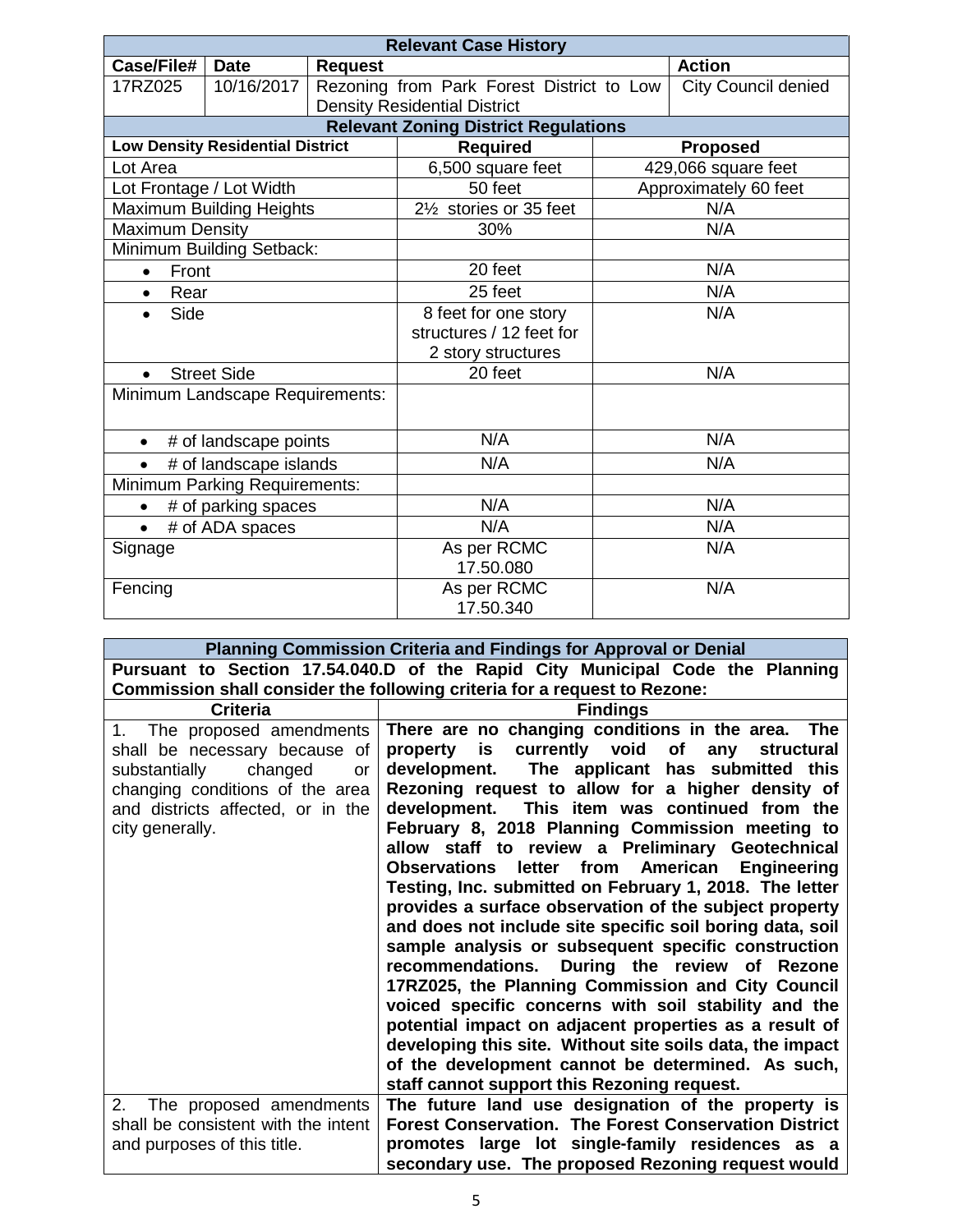| Relevant Case History | | | |
|---|---|---|---|
| **Case/File#** | **Date** | **Request** | **Action** |
| 17RZ025 | 10/16/2017 | Rezoning from Park Forest District to Low Density Residential District | City Council denied |

| Relevant Zoning District Regulations | | |
|---|---|---|
| **Low Density Residential District** | **Required** | **Proposed** |
| Lot Area | 6,500 square feet | 429,066 square feet |
| Lot Frontage / Lot Width | 50 feet | Approximately 60 feet |
| Maximum Building Heights | 2½ stories or 35 feet | N/A |
| Maximum Density | 30% | N/A |
| Minimum Building Setback: | | |
| • Front | 20 feet | N/A |
| • Rear | 25 feet | N/A |
| • Side | 8 feet for one story structures / 12 feet for 2 story structures | N/A |
| • Street Side | 20 feet | N/A |
| Minimum Landscape Requirements: | | |
| • # of landscape points | N/A | N/A |
| • # of landscape islands | N/A | N/A |
| Minimum Parking Requirements: | | |
| • # of parking spaces | N/A | N/A |
| • # of ADA spaces | N/A | N/A |
| Signage | As per RCMC 17.50.080 | N/A |
| Fencing | As per RCMC 17.50.340 | N/A |

| Planning Commission Criteria and Findings for Approval or Denial | |
|---|---|
| **Pursuant to Section 17.54.040.D of the Rapid City Municipal Code the Planning Commission shall consider the following criteria for a request to Rezone:** | |
| **Criteria** | **Findings** |
| 1. The proposed amendments shall be necessary because of substantially changed or changing conditions of the area and districts affected, or in the city generally. | **There are no changing conditions in the area. The property is currently void of any structural development. The applicant has submitted this Rezoning request to allow for a higher density of development. This item was continued from the February 8, 2018 Planning Commission meeting to allow staff to review a Preliminary Geotechnical Observations letter from American Engineering Testing, Inc. submitted on February 1, 2018. The letter provides a surface observation of the subject property and does not include site specific soil boring data, soil sample analysis or subsequent specific construction recommendations. During the review of Rezone 17RZ025, the Planning Commission and City Council voiced specific concerns with soil stability and the potential impact on adjacent properties as a result of developing this site. Without site soils data, the impact of the development cannot be determined. As such, staff cannot support this Rezoning request.** |
| 2. The proposed amendments shall be consistent with the intent and purposes of this title. | **The future land use designation of the property is Forest Conservation. The Forest Conservation District promotes large lot single-family residences as a secondary use. The proposed Rezoning request would** |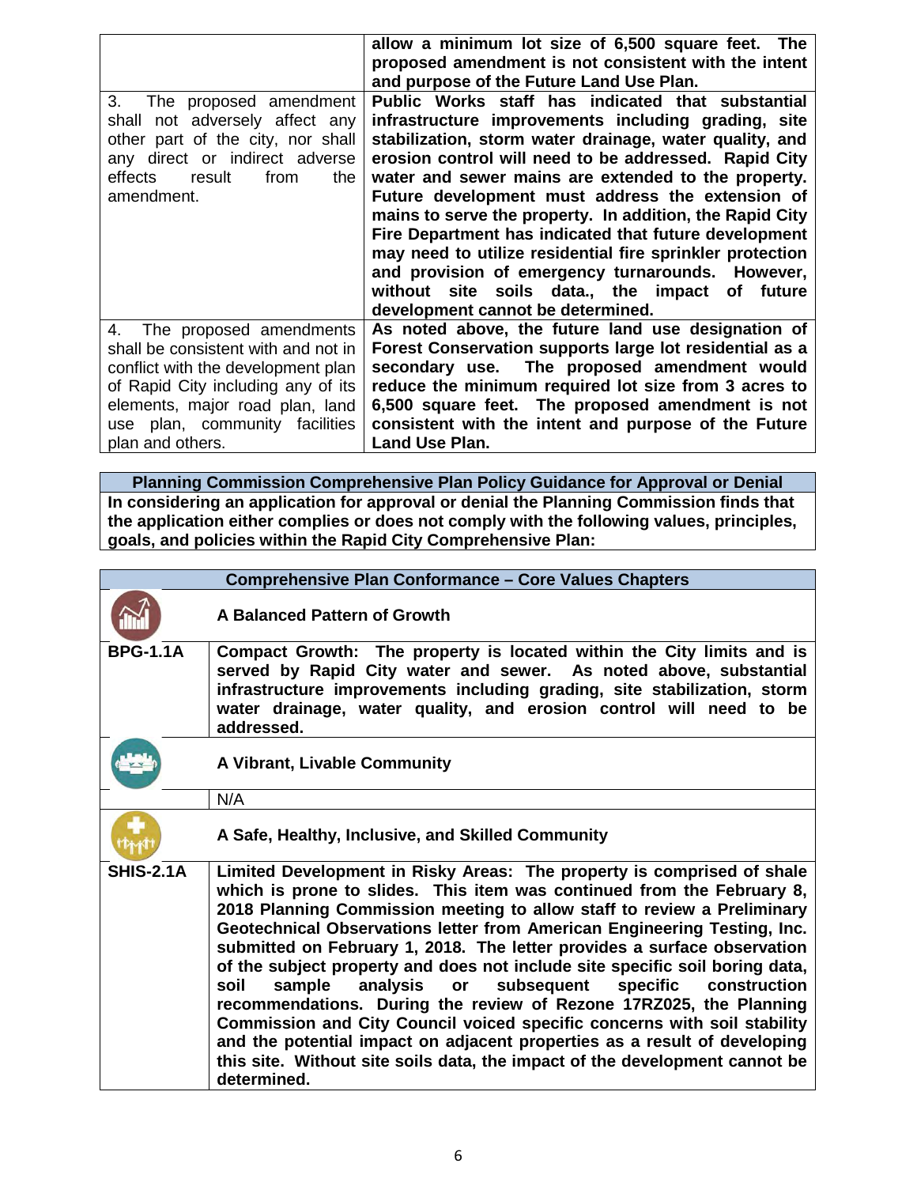| | |
|---|---|
| | **allow a minimum lot size of 6,500 square feet. The proposed amendment is not consistent with the intent and purpose of the Future Land Use Plan.** |
| 3. The proposed amendment shall not adversely affect any other part of the city, nor shall any direct or indirect adverse effects result from the amendment. | **Public Works staff has indicated that substantial infrastructure improvements including grading, site stabilization, storm water drainage, water quality, and erosion control will need to be addressed. Rapid City water and sewer mains are extended to the property. Future development must address the extension of mains to serve the property. In addition, the Rapid City Fire Department has indicated that future development may need to utilize residential fire sprinkler protection and provision of emergency turnarounds. However, without site soils data., the impact of future development cannot be determined.** |
| 4. The proposed amendments shall be consistent with and not in conflict with the development plan of Rapid City including any of its elements, major road plan, land use plan, community facilities plan and others. | **As noted above, the future land use designation of Forest Conservation supports large lot residential as a secondary use. The proposed amendment would reduce the minimum required lot size from 3 acres to 6,500 square feet. The proposed amendment is not consistent with the intent and purpose of the Future Land Use Plan.** |

| **Planning Commission Comprehensive Plan Policy Guidance for Approval or Denial** |
|---|
| **In considering an application for approval or denial the Planning Commission finds that the application either complies or does not comply with the following values, principles, goals, and policies within the Rapid City Comprehensive Plan:** |

| **Comprehensive Plan Conformance – Core Values Chapters** | |
|---|---|
| | **A Balanced Pattern of Growth** |
| **BPG-1.1A** | **Compact Growth: The property is located within the City limits and is served by Rapid City water and sewer. As noted above, substantial infrastructure improvements including grading, site stabilization, storm water drainage, water quality, and erosion control will need to be addressed.** |
| | **A Vibrant, Livable Community** |
| | N/A |
| | **A Safe, Healthy, Inclusive, and Skilled Community** |
| **SHIS-2.1A** | **Limited Development in Risky Areas: The property is comprised of shale which is prone to slides. This item was continued from the February 8, 2018 Planning Commission meeting to allow staff to review a Preliminary Geotechnical Observations letter from American Engineering Testing, Inc. submitted on February 1, 2018. The letter provides a surface observation of the subject property and does not include site specific soil boring data, soil sample analysis or subsequent specific construction recommendations. During the review of Rezone 17RZ025, the Planning Commission and City Council voiced specific concerns with soil stability and the potential impact on adjacent properties as a result of developing this site. Without site soils data, the impact of the development cannot be determined.** |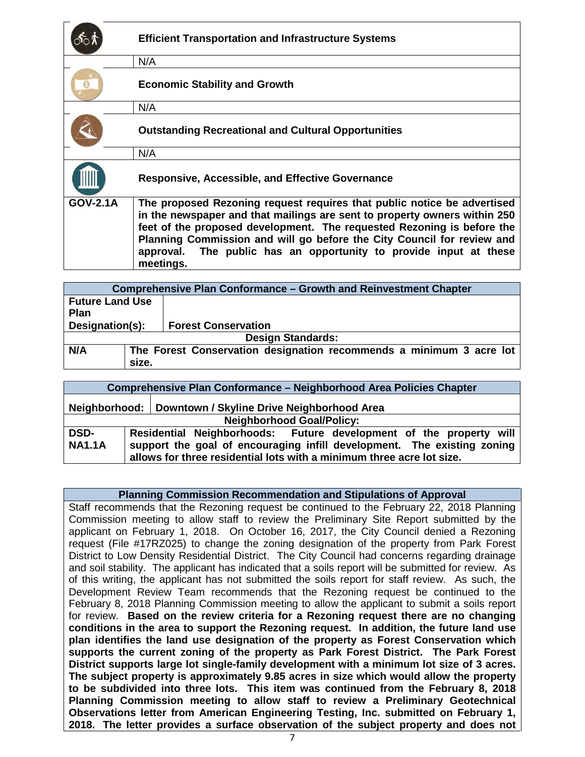| | Efficient Transportation and Infrastructure Systems |
|---|---|
| | N/A |
| | **Economic Stability and Growth** |
| | N/A |
| | **Outstanding Recreational and Cultural Opportunities** |
| | N/A |
| | **Responsive, Accessible, and Effective Governance** |
| **GOV-2.1A** | **The proposed Rezoning request requires that public notice be advertised in the newspaper and that mailings are sent to property owners within 250 feet of the proposed development. The requested Rezoning is before the Planning Commission and will go before the City Council for review and approval. The public has an opportunity to provide input at these meetings.** |

| Comprehensive Plan Conformance – Growth and Reinvestment Chapter | |
|---|---|
| **Future Land Use Plan Designation(s):** | **Forest Conservation** |
| **Design Standards:** | |
| **N/A** | **The Forest Conservation designation recommends a minimum 3 acre lot size.** |

| Comprehensive Plan Conformance – Neighborhood Area Policies Chapter | |
|---|---|
| **Neighborhood:** | **Downtown / Skyline Drive Neighborhood Area** |
| **Neighborhood Goal/Policy:** | |
| **DSD-NA1.1A** | **Residential Neighborhoods: Future development of the property will support the goal of encouraging infill development. The existing zoning allows for three residential lots with a minimum three acre lot size.** |

| Planning Commission Recommendation and Stipulations of Approval |
|---|
| Staff recommends that the Rezoning request be continued to the February 22, 2018 Planning Commission meeting to allow staff to review the Preliminary Site Report submitted by the applicant on February 1, 2018. On October 16, 2017, the City Council denied a Rezoning request (File #17RZ025) to change the zoning designation of the property from Park Forest District to Low Density Residential District. The City Council had concerns regarding drainage and soil stability. The applicant has indicated that a soils report will be submitted for review. As of this writing, the applicant has not submitted the soils report for staff review. As such, the Development Review Team recommends that the Rezoning request be continued to the February 8, 2018 Planning Commission meeting to allow the applicant to submit a soils report for review. **Based on the review criteria for a Rezoning request there are no changing conditions in the area to support the Rezoning request. In addition, the future land use plan identifies the land use designation of the property as Forest Conservation which supports the current zoning of the property as Park Forest District. The Park Forest District supports large lot single-family development with a minimum lot size of 3 acres. The subject property is approximately 9.85 acres in size which would allow the property to be subdivided into three lots. This item was continued from the February 8, 2018 Planning Commission meeting to allow staff to review a Preliminary Geotechnical Observations letter from American Engineering Testing, Inc. submitted on February 1, 2018. The letter provides a surface observation of the subject property and does not** |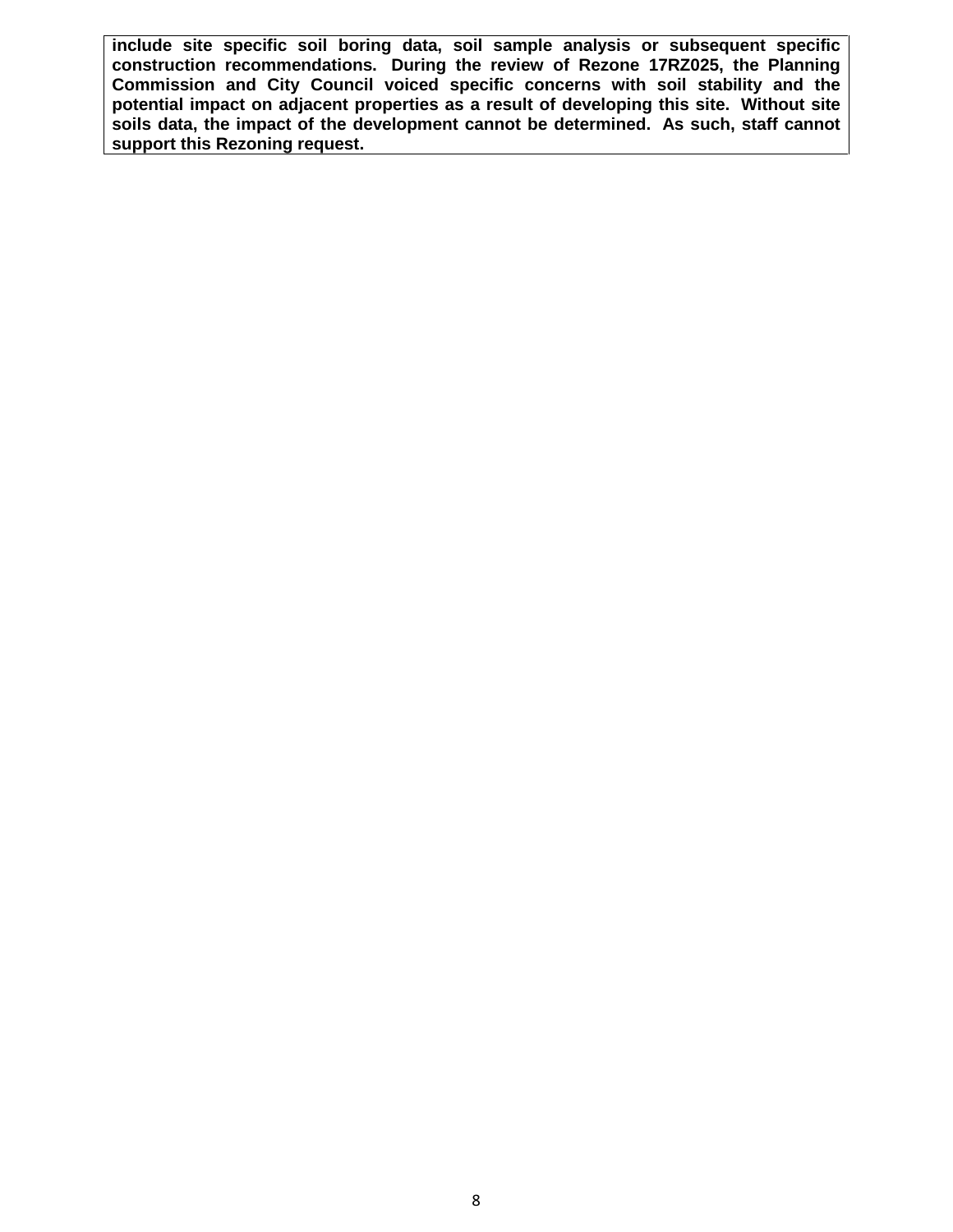| |
|---|
| **include site specific soil boring data, soil sample analysis or subsequent specific construction recommendations. During the review of Rezone 17RZ025, the Planning Commission and City Council voiced specific concerns with soil stability and the potential impact on adjacent properties as a result of developing this site. Without site soils data, the impact of the development cannot be determined. As such, staff cannot support this Rezoning request.** |